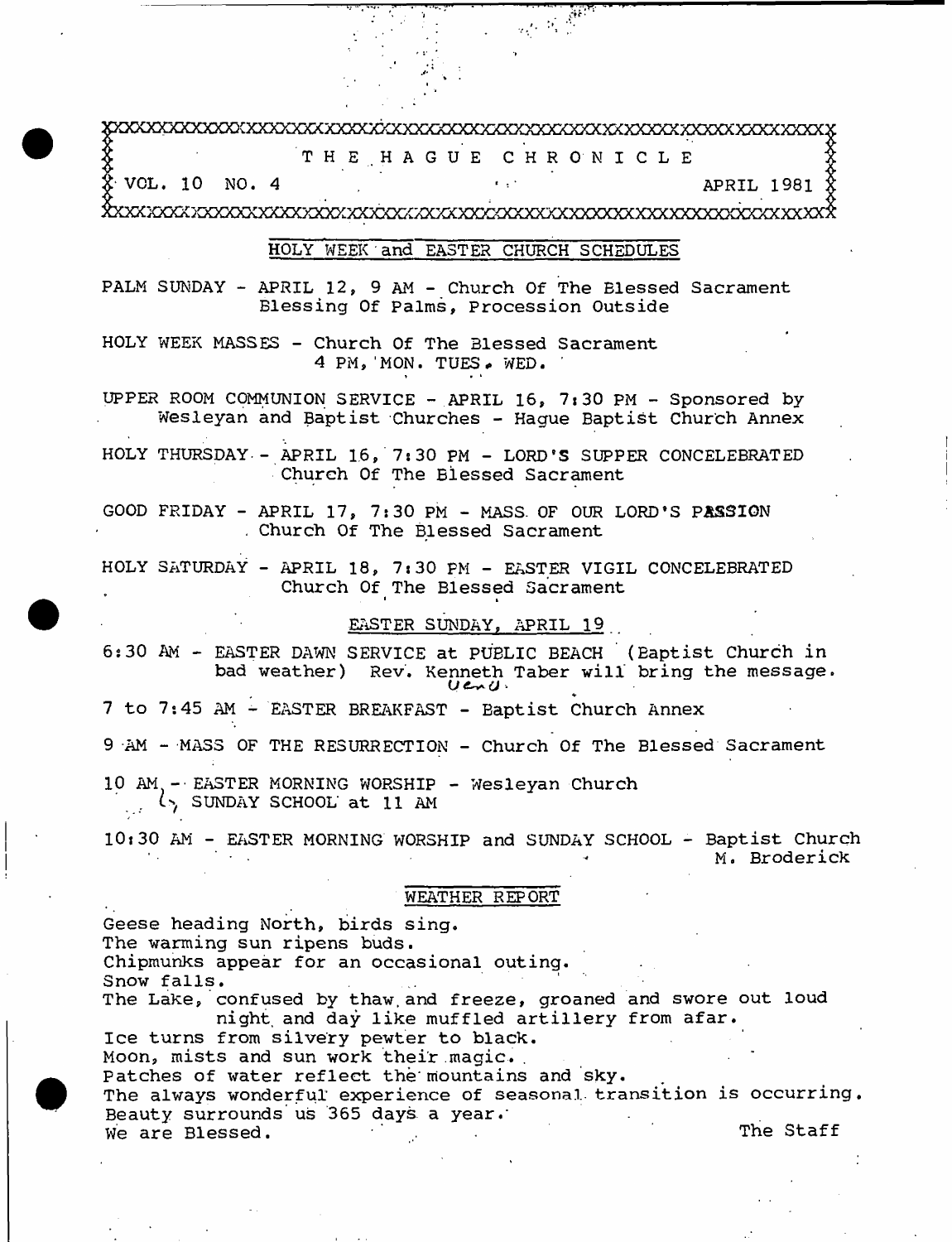# THE HAGUE CHRONICLE

VOL. 10 NO. 4 APRIL 1981

## HOLY WEEK and EASTER CHURCH SCHEDULES

PALM SUNDAY - APRIL 12, 9 AM - Church Of The Blessed Sacrament
Blessing Of Palms, Procession Outside

HOLY WEEK MASSES - Church Of The Blessed Sacrament
4 PM, MON. TUES. WED.

UPPER ROOM COMMUNION SERVICE - APRIL 16, 7:30 PM - Sponsored by Wesleyan and Baptist Churches - Hague Baptist Church Annex

HOLY THURSDAY - APRIL 16, 7:30 PM - LORD'S SUPPER CONCELEBRATED
Church Of The Blessed Sacrament

GOOD FRIDAY - APRIL 17, 7:30 PM - MASS OF OUR LORD'S PASSION
Church Of The Blessed Sacrament

HOLY SATURDAY - APRIL 18, 7:30 PM - EASTER VIGIL CONCELEBRATED
Church Of The Blessed Sacrament

### EASTER SUNDAY, APRIL 19

6:30 AM - EASTER DAWN SERVICE at PUBLIC BEACH (Baptist Church in bad weather) Rev. Kenneth Taber will bring the message.

7 to 7:45 AM - EASTER BREAKFAST - Baptist Church Annex

9 AM - MASS OF THE RESURRECTION - Church Of The Blessed Sacrament

10 AM - EASTER MORNING WORSHIP - Wesleyan Church
SUNDAY SCHOOL at 11 AM

10:30 AM - EASTER MORNING WORSHIP and SUNDAY SCHOOL - Baptist Church

M. Broderick

## WEATHER REPORT

Geese heading North, birds sing.
The warming sun ripens buds.
Chipmunks appear for an occasional outing.
Snow falls.
The Lake, confused by thaw and freeze, groaned and swore out loud night and day like muffled artillery from afar.
Ice turns from silvery pewter to black.
Moon, mists and sun work their magic.
Patches of water reflect the mountains and sky.
The always wonderful experience of seasonal transition is occurring.
Beauty surrounds us 365 days a year.
We are Blessed.

The Staff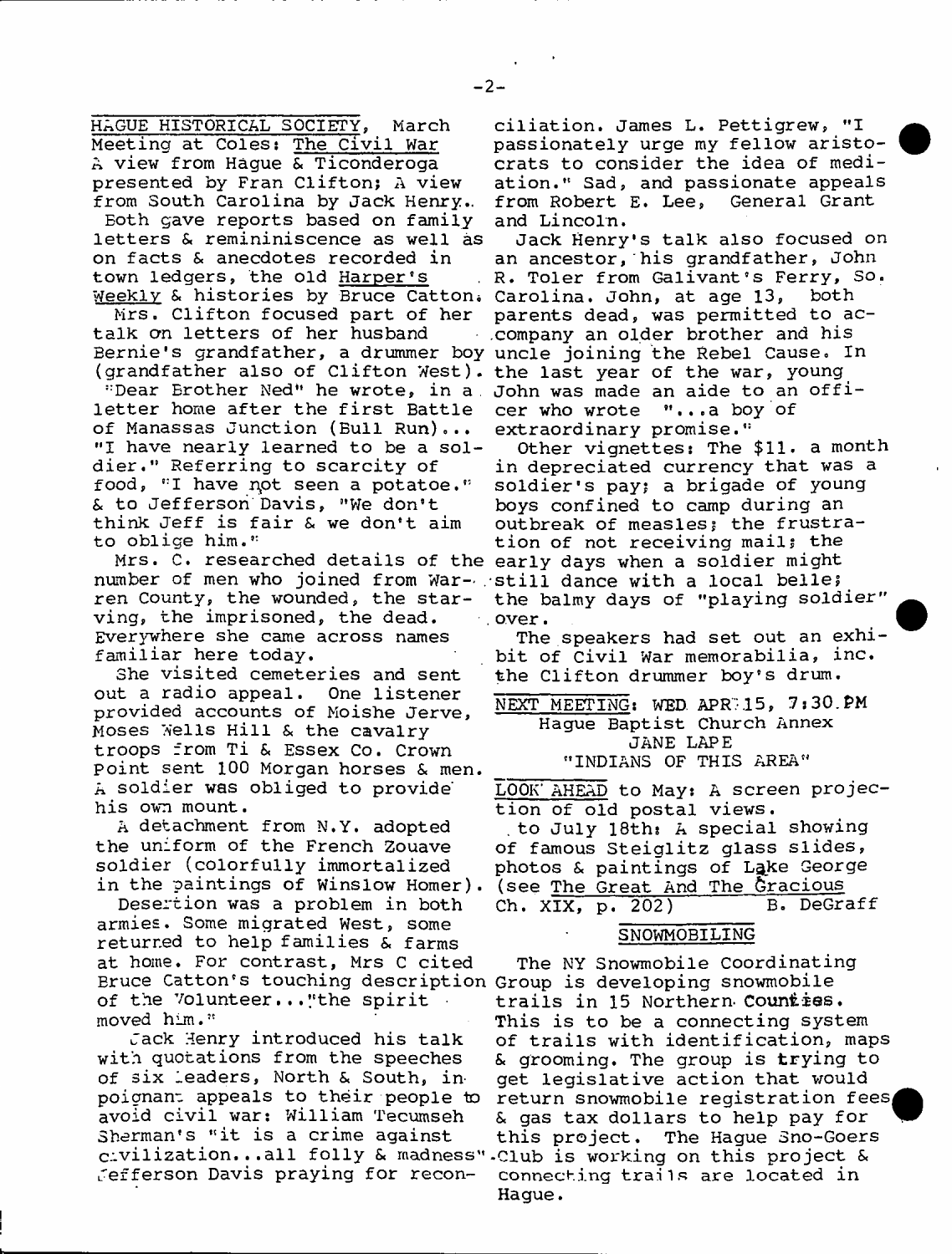**HAGUE HISTORICAL SOCIETY**, March Meeting at Coles: The Civil War A view from Hague & Ticonderoga presented by Fran Clifton; A view from South Carolina by Jack Henry.. Both gave reports based on family letters & remininiscence as well as on facts & anecdotes recorded in town ledgers, the old Harper's Weekly & histories by Bruce Catton.

Mrs. Clifton focused part of her talk on letters of her husband Bernie's grandfather, a drummer boy (grandfather also of Clifton West). "Dear Brother Ned" he wrote, in a letter home after the first Battle of Manassas Junction (Bull Run)... "I have nearly learned to be a soldier." Referring to scarcity of food, "I have not seen a potato." & to Jefferson Davis, "We don't think Jeff is fair & we don't aim to oblige him."

Mrs. C. researched details of the number of men who joined from Warren County, the wounded, the starving, the imprisoned, the dead. Everywhere she came across names familiar here today.

She visited cemeteries and sent out a radio appeal. One listener provided accounts of Moishe Jerve, Moses Wells Hill & the cavalry troops from Ti & Essex Co. Crown Point sent 100 Morgan horses & men. A soldier was obliged to provide his own mount.

A detachment from N.Y. adopted the uniform of the French Zouave soldier (colorfully immortalized in the paintings of Winslow Homer).

Desertion was a problem in both armies. Some migrated West, some returned to help families & farms at home. For contrast, Mrs C cited Bruce Catton's touching description of the Volunteer..."the spirit moved him."

Jack Henry introduced his talk with quotations from the speeches of six leaders, North & South, in poignant appeals to their people to avoid civil war: William Tecumseh Sherman's "it is a crime against civilization...all folly & madness". Jefferson Davis praying for reconciliation. James L. Pettigrew, "I passionately urge my fellow aristocrats to consider the idea of mediation." Sad, and passionate appeals from Robert E. Lee, General Grant and Lincoln.

Jack Henry's talk also focused on an ancestor, his grandfather, John R. Toler from Galivant's Ferry, So. Carolina. John, at age 13, both parents dead, was permitted to accompany an older brother and his uncle joining the Rebel Cause. In the last year of the war, young John was made an aide to an officer who wrote "...a boy of extraordinary promise."

Other vignettes: The $11. a month in depreciated currency that was a soldier's pay; a brigade of young boys confined to camp during an outbreak of measles; the frustration of not receiving mail; the early days when a soldier might still dance with a local belle; the balmy days of "playing soldier" over.

The speakers had set out an exhibit of Civil War memorabilia, inc. the Clifton drummer boy's drum.

NEXT MEETING: WED APR 15, 7:30 PM
Hague Baptist Church Annex
JANE LAPE
"INDIANS OF THIS AREA"

LOOK AHEAD to May: A screen projection of old postal views.
to July 18th: A special showing of famous Steiglitz glass slides, photos & paintings of Lake George (see The Great And The Gracious Ch. XIX, p. 202) B. DeGraff

## SNOWMOBILING

The NY Snowmobile Coordinating Group is developing snowmobile trails in 15 Northern Counties. This is to be a connecting system of trails with identification, maps & grooming. The group is trying to get legislative action that would return snowmobile registration fees & gas tax dollars to help pay for this project. The Hague Sno-Goers Club is working on this project & connecting trails are located in Hague.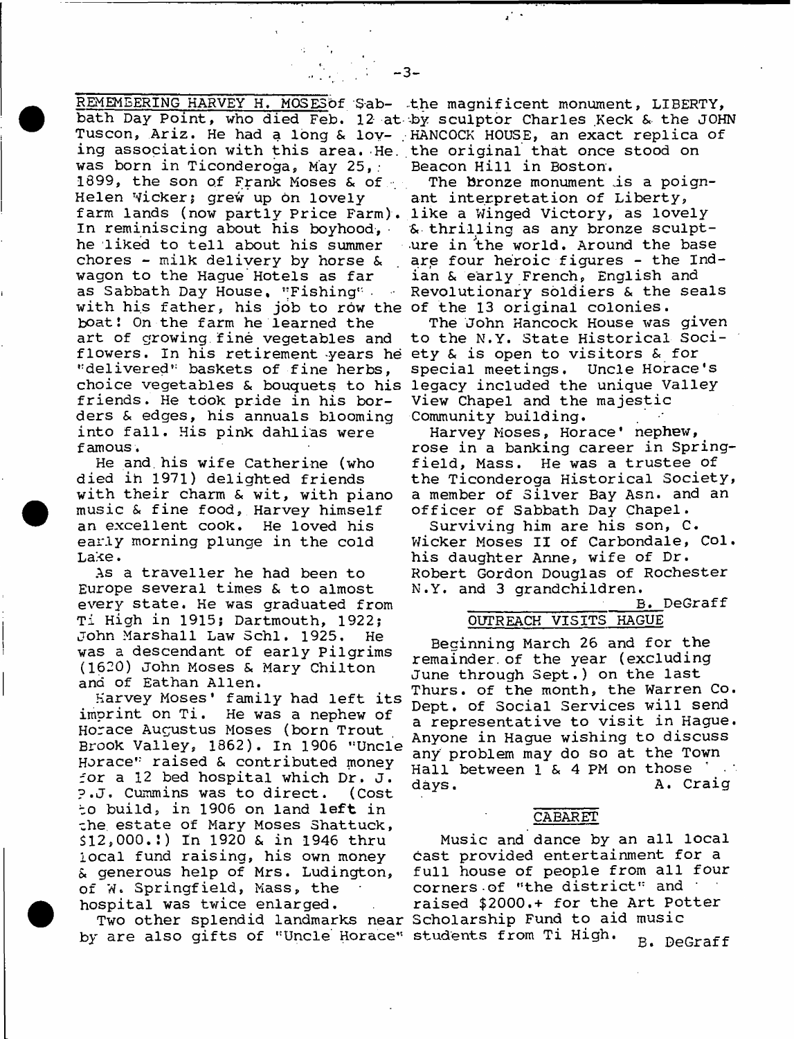REMEMBERING HARVEY H. MOSES of Sabbath Day Point, who died Feb. 12 at Tuscon, Ariz. He had a long & loving association with this area. He was born in Ticonderoga, May 25, 1899, the son of Frank Moses & of Helen Wicker; grew up on lovely farm lands (now partly Price Farm). In reminiscing about his boyhood, he liked to tell about his summer chores - milk delivery by horse & wagon to the Hague Hotels as far as Sabbath Day House. "Fishing" with his father, his job to row the boat! On the farm he learned the art of growing fine vegetables and flowers. In his retirement years he "delivered" baskets of fine herbs, choice vegetables & bouquets to his friends. He took pride in his borders & edges, his annuals blooming into fall. His pink dahlias were famous.

He and his wife Catherine (who died in 1971) delighted friends with their charm & wit, with piano music & fine food, Harvey himself an excellent cook. He loved his early morning plunge in the cold Lake.

As a traveller he had been to Europe several times & to almost every state. He was graduated from Ti High in 1915; Dartmouth, 1922; John Marshall Law Schl. 1925. He was a descendant of early Pilgrims (1620) John Moses & Mary Chilton and of Eathan Allen.

Harvey Moses' family had left its imprint on Ti. He was a nephew of Horace Augustus Moses (born Trout Brook Valley, 1862). In 1906 "Uncle Horace" raised & contributed money for a 12 bed hospital which Dr. J. P.J. Cummins was to direct. (Cost to build, in 1906 on land left in the estate of Mary Moses Shattuck, $12,000.!) In 1920 & in 1946 thru local fund raising, his own money & generous help of Mrs. Ludington, of W. Springfield, Mass, the hospital was twice enlarged.

Two other splendid landmarks near by are also gifts of "Uncle Horace" the magnificent monument, LIBERTY, by sculptor Charles Keck & the JOHN HANCOCK HOUSE, an exact replica of the original that once stood on Beacon Hill in Boston.

The bronze monument is a poignant interpretation of Liberty, like a Winged Victory, as lovely & thrilling as any bronze sculpture in the world. Around the base are four heroic figures - the Indian & early French, English and Revolutionary soldiers & the seals of the 13 original colonies.

The John Hancock House was given to the N.Y. State Historical Society & is open to visitors & for special meetings. Uncle Horace's legacy included the unique Valley View Chapel and the majestic Community building.

Harvey Moses, Horace' nephew, rose in a banking career in Springfield, Mass. He was a trustee of the Ticonderoga Historical Society, a member of Silver Bay Asn. and an officer of Sabbath Day Chapel.

Surviving him are his son, C. Wicker Moses II of Carbondale, Col. his daughter Anne, wife of Dr. Robert Gordon Douglas of Rochester N.Y. and 3 grandchildren.

B. DeGraff

## OUTREACH VISITS HAGUE

Beginning March 26 and for the remainder of the year (excluding June through Sept.) on the last Thurs. of the month, the Warren Co. Dept. of Social Services will send a representative to visit in Hague. Anyone in Hague wishing to discuss any problem may do so at the Town Hall between 1 & 4 PM on those days.

A. Craig

## CABARET

Music and dance by an all local cast provided entertainment for a full house of people from all four corners of "the district" and raised $2000.+ for the Art Potter Scholarship Fund to aid music students from Ti High.

B. DeGraff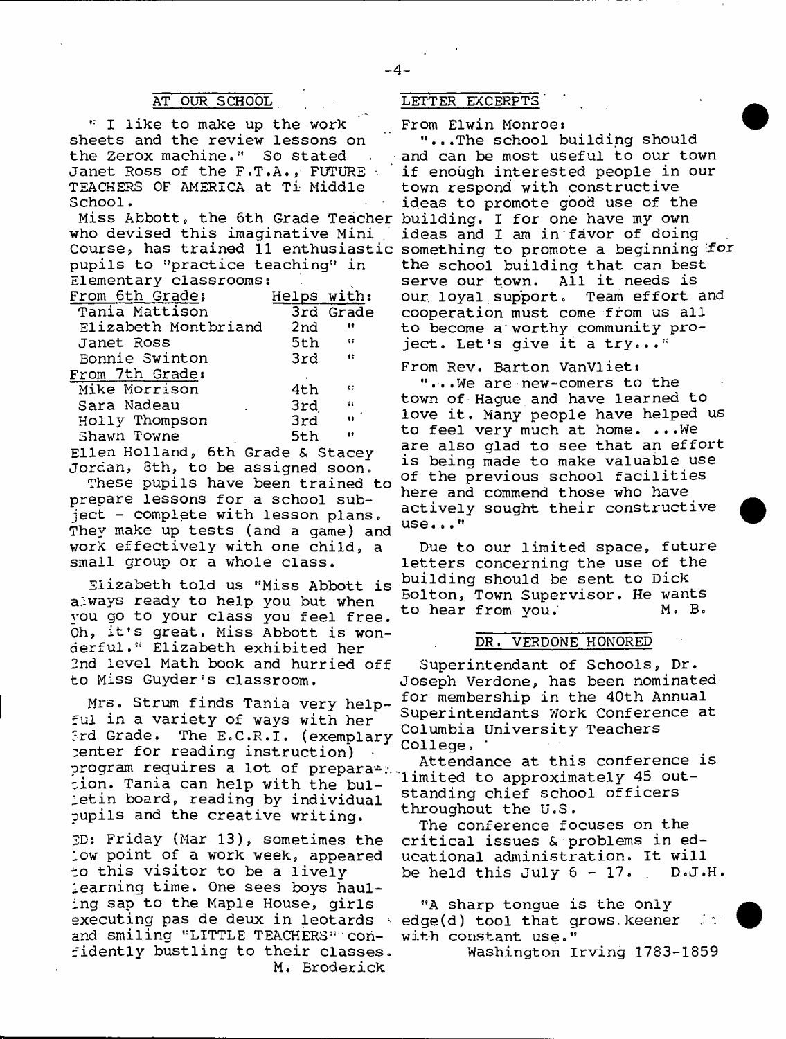## AT OUR SCHOOL

" I like to make up the work sheets and the review lessons on the Zerox machine." So stated Janet Ross of the F.T.A., FUTURE TEACHERS OF AMERICA at Ti Middle School.

Miss Abbott, the 6th Grade Teacher who devised this imaginative Mini Course, has trained 11 enthusiastic pupils to "practice teaching" in Elementary classrooms:

| From 6th Grade: | Helps with: |
|---|---|
| Tania Mattison | 3rd Grade |
| Elizabeth Montbriand | 2nd " |
| Janet Ross | 5th " |
| Bonnie Swinton | 3rd " |
| From 7th Grade: | |
| Mike Morrison | 4th " |
| Sara Nadeau | 3rd " |
| Holly Thompson | 3rd " |
| Shawn Towne | 5th " |

Ellen Holland, 6th Grade & Stacey Jordan, 8th, to be assigned soon.

These pupils have been trained to prepare lessons for a school subject - complete with lesson plans. They make up tests (and a game) and work effectively with one child, a small group or a whole class.

Elizabeth told us "Miss Abbott is always ready to help you but when you go to your class you feel free. Oh, it's great. Miss Abbott is wonderful." Elizabeth exhibited her 2nd level Math book and hurried off to Miss Guyder's classroom.

Mrs. Strum finds Tania very helpful in a variety of ways with her 3rd Grade. The E.C.R.I. (exemplary center for reading instruction) program requires a lot of preparation. Tania can help with the bulletin board, reading by individual pupils and the creative writing.

ED: Friday (Mar 13), sometimes the low point of a work week, appeared to this visitor to be a lively learning time. One sees boys hauling sap to the Maple House, girls executing pas de deux in leotards and smiling "LITTLE TEACHERS" confidently bustling to their classes.

M. Broderick

## LETTER EXCERPTS

From Elwin Monroe:

"...The school building should and can be most useful to our town if enough interested people in our town respond with constructive ideas to promote good use of the building. I for one have my own ideas and I am in favor of doing something to promote a beginning for the school building that can best serve our town. All it needs is our loyal support. Team effort and cooperation must come from us all to become a worthy community project. Let's give it a try..."

From Rev. Barton VanVliet:

"...We are new-comers to the town of Hague and have learned to love it. Many people have helped us to feel very much at home. ...We are also glad to see that an effort is being made to make valuable use of the previous school facilities here and commend those who have actively sought their constructive use..."

Due to our limited space, future letters concerning the use of the building should be sent to Dick Bolton, Town Supervisor. He wants to hear from you. M. B.

## DR. VERDONE HONORED

Superintendant of Schools, Dr. Joseph Verdone, has been nominated for membership in the 40th Annual Superintendants Work Conference at Columbia University Teachers College.

Attendance at this conference is limited to approximately 45 outstanding chief school officers throughout the U.S.

The conference focuses on the critical issues & problems in educational administration. It will be held this July 6 - 17. D.J.H.

"A sharp tongue is the only edge(d) tool that grows keener with constant use."

Washington Irving 1783-1859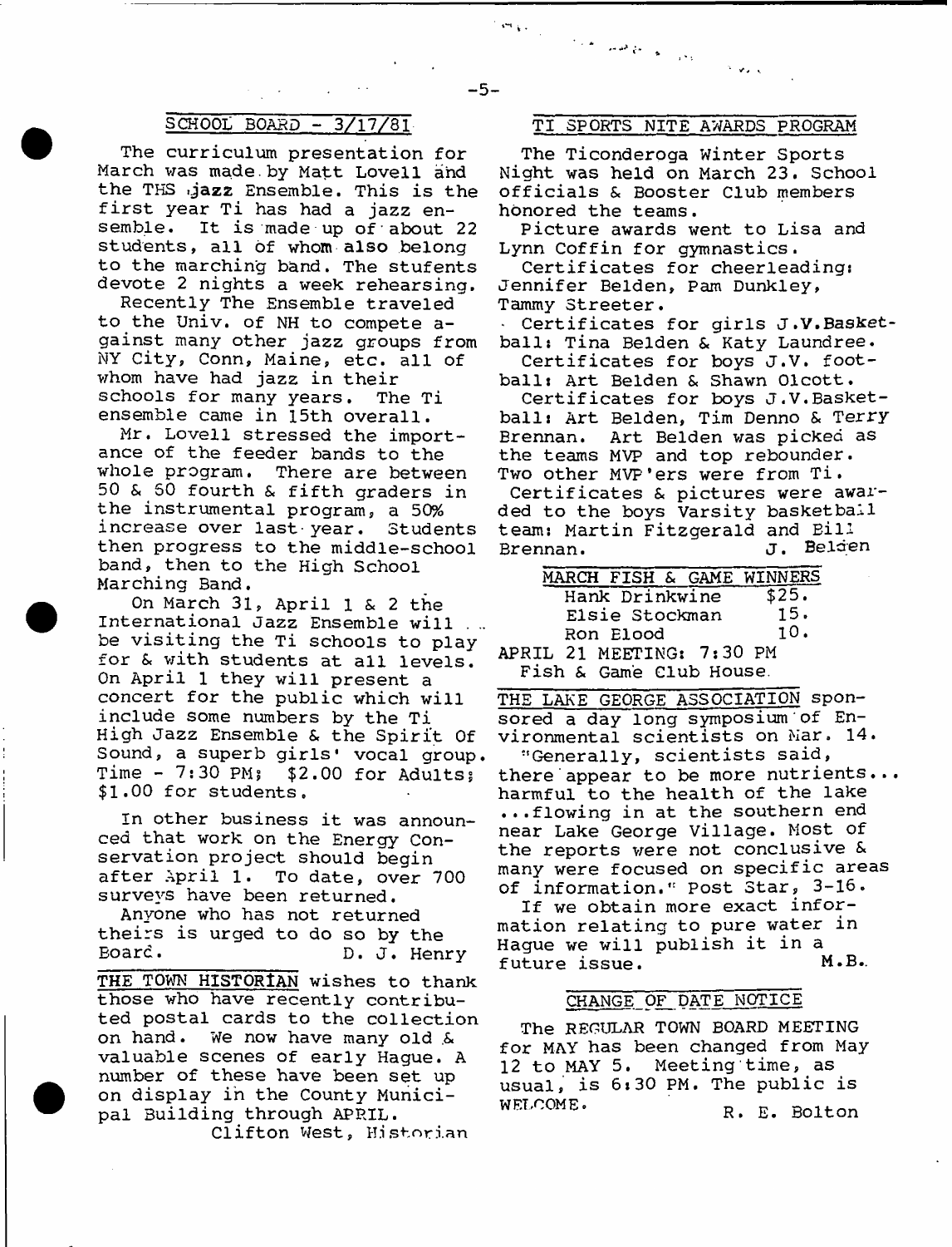## SCHOOL BOARD - 3/17/81

The curriculum presentation for March was made by Matt Lovell and the THS jazz Ensemble. This is the first year Ti has had a jazz ensemble. It is made up of about 22 students, all of whom also belong to the marching band. The stufents devote 2 nights a week rehearsing.

Recently The Ensemble traveled to the Univ. of NH to compete against many other jazz groups from NY City, Conn, Maine, etc. all of whom have had jazz in their schools for many years. The Ti ensemble came in 15th overall.

Mr. Lovell stressed the importance of the feeder bands to the whole program. There are between 50 & 60 fourth & fifth graders in the instrumental program, a 50% increase over last year. Students then progress to the middle-school band, then to the High School Marching Band.

On March 31, April 1 & 2 the International Jazz Ensemble will be visiting the Ti schools to play for & with students at all levels. On April 1 they will present a concert for the public which will include some numbers by the Ti High Jazz Ensemble & the Spirit Of Sound, a superb girls' vocal group. Time - 7:30 PM; $2.00 for Adults; $1.00 for students.

In other business it was announced that work on the Energy Conservation project should begin after April 1. To date, over 700 surveys have been returned.

Anyone who has not returned theirs is urged to do so by the Board. D. J. Henry

THE TOWN HISTORIAN wishes to thank those who have recently contributed postal cards to the collection on hand. We now have many old & valuable scenes of early Hague. A number of these have been set up on display in the County Municipal Building through APRIL.

Clifton West, Historian

## TI SPORTS NITE AWARDS PROGRAM

The Ticonderoga Winter Sports Night was held on March 23. School officials & Booster Club members honored the teams.

Picture awards went to Lisa and Lynn Coffin for gymnastics.

Certificates for cheerleading: Jennifer Belden, Pam Dunkley, Tammy Streeter.

Certificates for girls J.V. Basketball: Tina Belden & Katy Laundree.

Certificates for boys J.V. football: Art Belden & Shawn Olcott.

Certificates for boys J.V. Basketball: Art Belden, Tim Denno & Terry Brennan. Art Belden was picked as the teams MVP and top rebounder. Two other MVP'ers were from Ti.

Certificates & pictures were awarded to the boys Varsity basketball team: Martin Fitzgerald and Bill Brennan. J. Belden

| MARCH FISH & GAME WINNERS | |
|---|---|
| Hank Drinkwine | $25. |
| Elsie Stockman | 15. |
| Ron Elood | 10. |

APRIL 21 MEETING: 7:30 PM
Fish & Game Club House.

THE LAKE GEORGE ASSOCIATION sponsored a day long symposium of Environmental scientists on Mar. 14. "Generally, scientists said, there appear to be more nutrients... harmful to the health of the lake ...flowing in at the southern end near Lake George Village. Most of the reports were not conclusive & many were focused on specific areas of information." Post Star, 3-16.

If we obtain more exact information relating to pure water in Hague we will publish it in a future issue. M.B.

## CHANGE OF DATE NOTICE

The REGULAR TOWN BOARD MEETING for MAY has been changed from May 12 to MAY 5. Meeting time, as usual, is 6:30 PM. The public is WELCOME. R. E. Bolton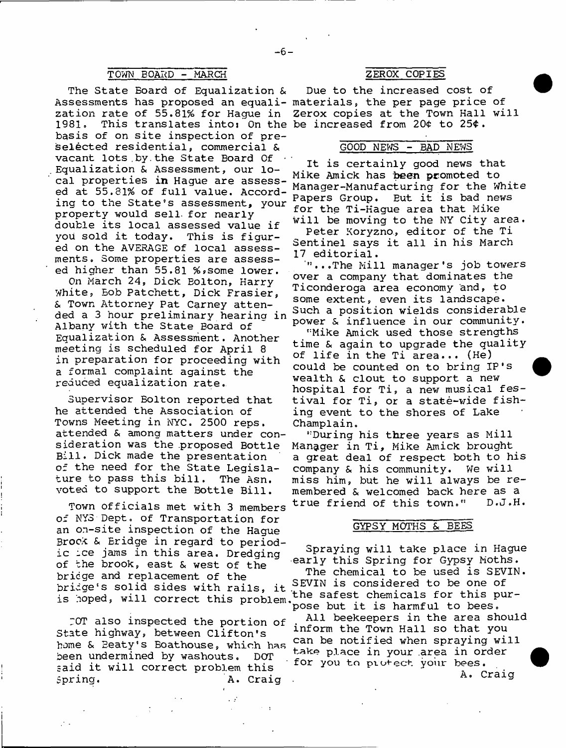## TOWN BOARD - MARCH

The State Board of Equalization & Assessments has proposed an equalization rate of 55.81% for Hague in 1981. This translates into: On the basis of on site inspection of pre-selected residential, commercial & vacant lots by the State Board Of Equalization & Assessment, our local properties in Hague are assessed at 55.81% of full value. According to the State's assessment, your property would sell for nearly double its local assessed value if you sold it today. This is figured on the AVERAGE of local assessments. Some properties are assessed higher than 55.81 %, some lower.

On March 24, Dick Bolton, Harry White, Bob Patchett, Dick Frasier, & Town Attorney Pat Carney attended a 3 hour preliminary hearing in Albany with the State Board of Equalization & Assessment. Another meeting is scheduled for April 8 in preparation for proceeding with a formal complaint against the reduced equalization rate.

Supervisor Bolton reported that he attended the Association of Towns Meeting in NYC. 2500 reps. attended & among matters under consideration was the proposed Bottle Bill. Dick made the presentation of the need for the State Legislature to pass this bill. The Asn. voted to support the Bottle Bill.

Town officials met with 3 members of NYS Dept. of Transportation for an on-site inspection of the Hague Brook & Bridge in regard to periodic ice jams in this area. Dredging of the brook, east & west of the bridge and replacement of the bridge's solid sides with rails, it is hoped, will correct this problem.

DOT also inspected the portion of State highway, between Clifton's home & Beaty's Boathouse, which has been undermined by washouts. DOT said it will correct problem this Spring.

A. Craig

## ZEROX COPIES

Due to the increased cost of materials, the per page price of Zerox copies at the Town Hall will be increased from 20¢ to 25¢.

## GOOD NEWS - BAD NEWS

It is certainly good news that Mike Amick has been promoted to Manager-Manufacturing for the White Papers Group. But it is bad news for the Ti-Hague area that Mike will be moving to the NY City area.

Peter Koryzno, editor of the Ti Sentinel says it all in his March 17 editorial.

"...The Mill manager's job towers over a company that dominates the Ticonderoga area economy and, to some extent, even its landscape. Such a position wields considerable power & influence in our community.

"Mike Amick used those strengths time & again to upgrade the quality of life in the Ti area... (He) could be counted on to bring IP's wealth & clout to support a new hospital for Ti, a new musical festival for Ti, or a state-wide fishing event to the shores of Lake Champlain.

"During his three years as Mill Manager in Ti, Mike Amick brought a great deal of respect both to his company & his community. We will miss him, but he will always be remembered & welcomed back here as a true friend of this town." D.J.H.

## GYPSY MOTHS & BEES

Spraying will take place in Hague early this Spring for Gypsy Moths.

The chemical to be used is SEVIN. SEVIN is considered to be one of the safest chemicals for this purpose but it is harmful to bees.

All beekeepers in the area should inform the Town Hall so that you can be notified when spraying will take place in your area in order for you to protect your bees.

A. Craig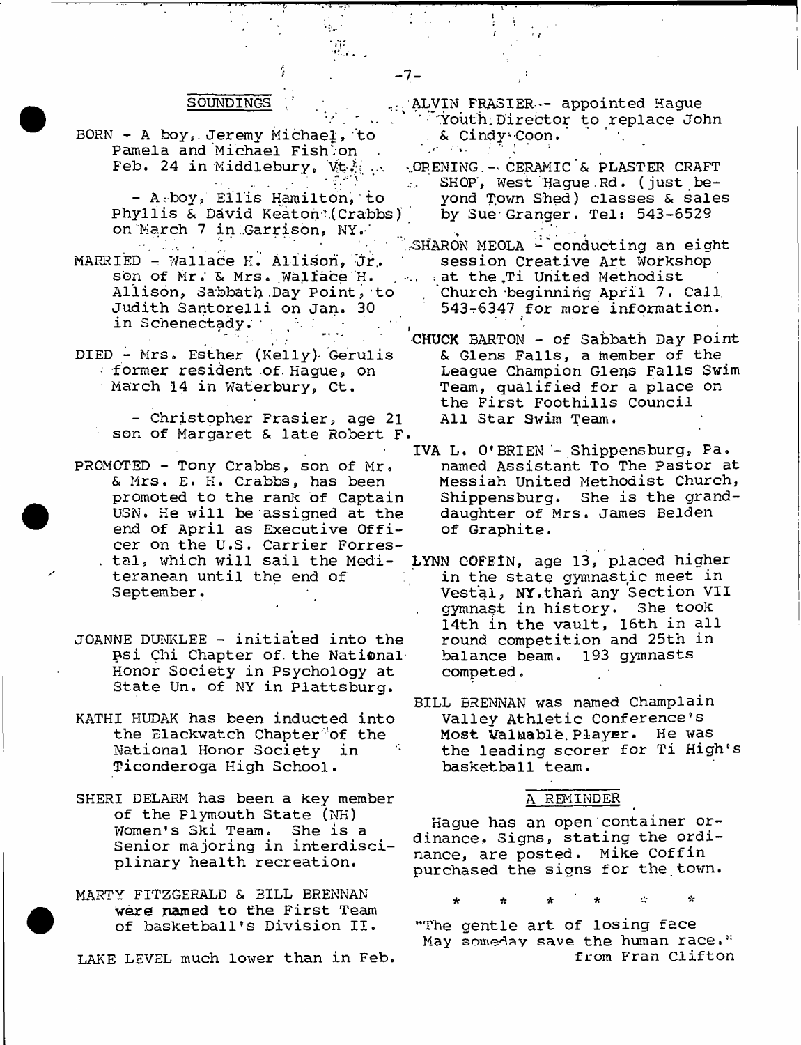## SOUNDINGS

BORN - A boy, Jeremy Michael, to Pamela and Michael Fish on Feb. 24 in Middlebury, Vt.

- A boy, Ellis Hamilton, to Phyllis & David Keaton (Crabbs) on March 7 in Garrison, NY.

MARRIED - Wallace H. Allison, Jr. son of Mr. & Mrs. Wallace H. Allison, Sabbath Day Point, to Judith Santorelli on Jan. 30 in Schenectady.

DIED - Mrs. Esther (Kelly) Gerulis former resident of Hague, on March 14 in Waterbury, Ct.

- Christopher Frasier, age 21 son of Margaret & late Robert F.

PROMOTED - Tony Crabbs, son of Mr. & Mrs. E. H. Crabbs, has been promoted to the rank of Captain USN. He will be assigned at the end of April as Executive Officer on the U.S. Carrier Forrestal, which will sail the Mediteranean until the end of September.

JOANNE DUNKLEE - initiated into the Psi Chi Chapter of the National Honor Society in Psychology at State Un. of NY in Plattsburg.

KATHI HUDAK has been inducted into the Blackwatch Chapter of the National Honor Society in Ticonderoga High School.

SHERI DELARM has been a key member of the Plymouth State (NH) Women's Ski Team. She is a Senior majoring in interdisciplinary health recreation.

MARTY FITZGERALD & BILL BRENNAN were named to the First Team of basketball's Division II.

LAKE LEVEL much lower than in Feb.

ALVIN FRASIER - appointed Hague Youth Director to replace John & Cindy Coon.

OPENING - CERAMIC & PLASTER CRAFT SHOP, West Hague Rd. (just beyond Town Shed) classes & sales by Sue Granger. Tel: 543-6529

SHARON MEOLA - conducting an eight session Creative Art Workshop at the Ti United Methodist Church beginning April 7. Call 543-6347 for more information.

CHUCK BARTON - of Sabbath Day Point & Glens Falls, a member of the League Champion Glens Falls Swim Team, qualified for a place on the First Foothills Council All Star Swim Team.

IVA L. O'BRIEN - Shippensburg, Pa. named Assistant To The Pastor at Messiah United Methodist Church, Shippensburg. She is the granddaughter of Mrs. James Belden of Graphite.

LYNN COFFIN, age 13, placed higher in the state gymnastic meet in Vestal, NY than any Section VII gymnast in history. She took 14th in the vault, 16th in all round competition and 25th in balance beam. 193 gymnasts competed.

BILL BRENNAN was named Champlain Valley Athletic Conference's Most Valuable Player. He was the leading scorer for Ti High's basketball team.

### A REMINDER

Hague has an open container ordinance. Signs, stating the ordinance, are posted. Mike Coffin purchased the signs for the town.

\* \* \* \* \* \*

"The gentle art of losing face
May someday save the human race."
from Fran Clifton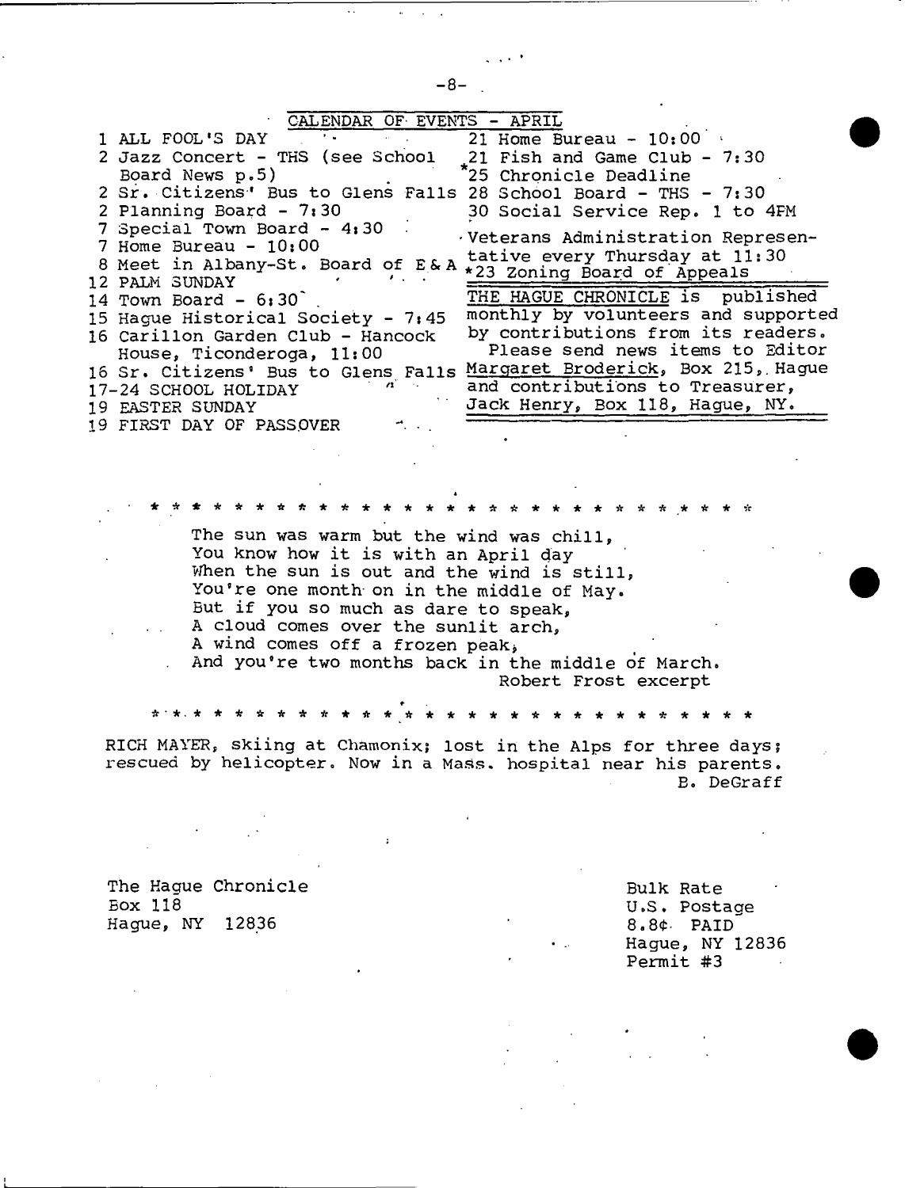## CALENDAR OF EVENTS - APRIL

1 ALL FOOL'S DAY
2 Jazz Concert - THS (see School Board News p.5)
2 Sr. Citizens' Bus to Glens Falls
2 Planning Board - 7:30
7 Special Town Board - 4:30
7 Home Bureau - 10:00
8 Meet in Albany-St. Board of E & A
12 PALM SUNDAY
14 Town Board - 6:30
15 Hague Historical Society - 7:45
16 Carillon Garden Club - Hancock House, Ticonderoga, 11:00
16 Sr. Citizens' Bus to Glens Falls
17-24 SCHOOL HOLIDAY
19 EASTER SUNDAY
19 FIRST DAY OF PASSOVER
21 Home Bureau - 10:00
21 Fish and Game Club - 7:30
*25 Chronicle Deadline
28 School Board - THS - 7:30
30 Social Service Rep. 1 to 4PM

Veterans Administration Representative every Thursday at 11:30
*23 Zoning Board of Appeals

THE HAGUE CHRONICLE is published monthly by volunteers and supported by contributions from its readers. Please send news items to Editor Margaret Broderick, Box 215, Hague and contributions to Treasurer, Jack Henry, Box 118, Hague, NY.

* * * * * * * * * * * * * * * * * * * * * * * * * * * * *

The sun was warm but the wind was chill,
You know how it is with an April day
When the sun is out and the wind is still,
You're one month on in the middle of May.
But if you so much as dare to speak,
A cloud comes over the sunlit arch,
A wind comes off a frozen peak,
And you're two months back in the middle of March.

Robert Frost excerpt

* * * * * * * * * * * * * * * * * * * * * * * * * * * * *

RICH MAYER, skiing at Chamonix; lost in the Alps for three days; rescued by helicopter. Now in a Mass. hospital near his parents.

B. DeGraff

The Hague Chronicle
Box 118
Hague, NY 12836

Bulk Rate
U.S. Postage
8.8¢ PAID
Hague, NY 12836
Permit #3